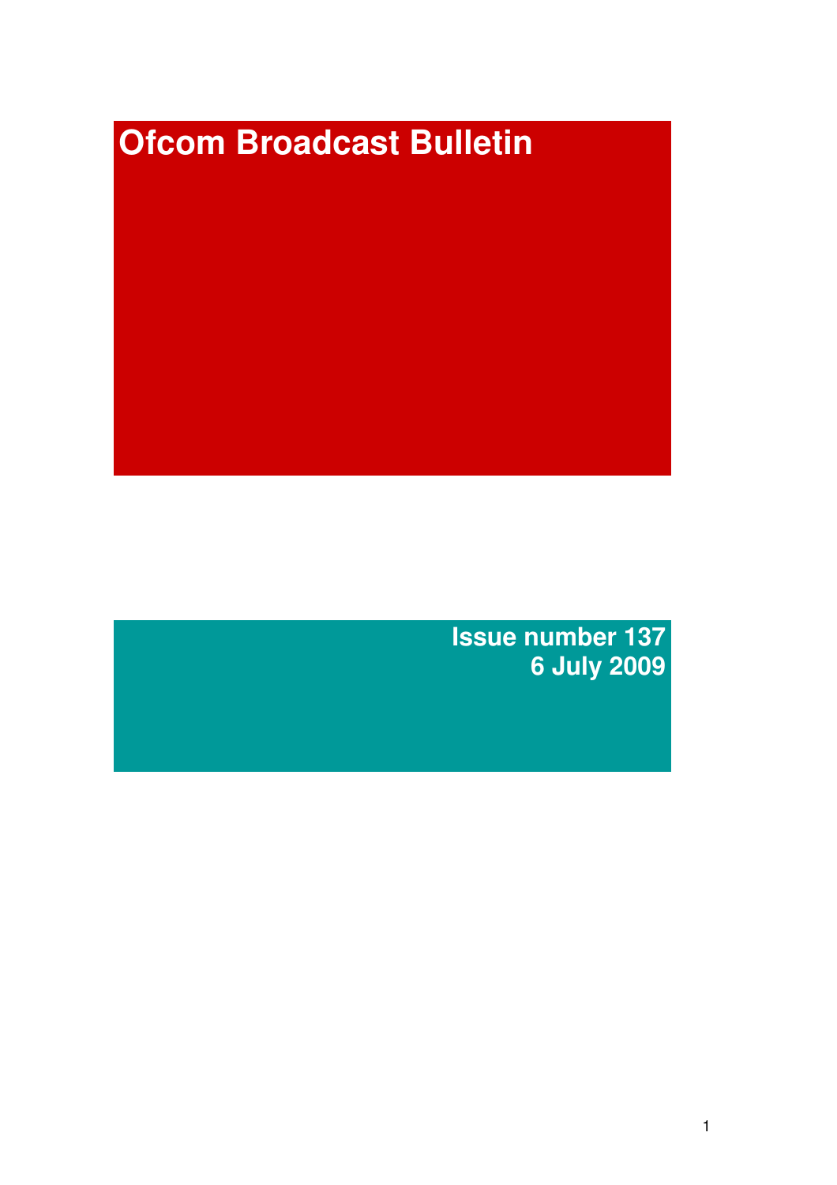# Ofcom Broadcast Bulletin

**Issue number 137**
**6 July 2009**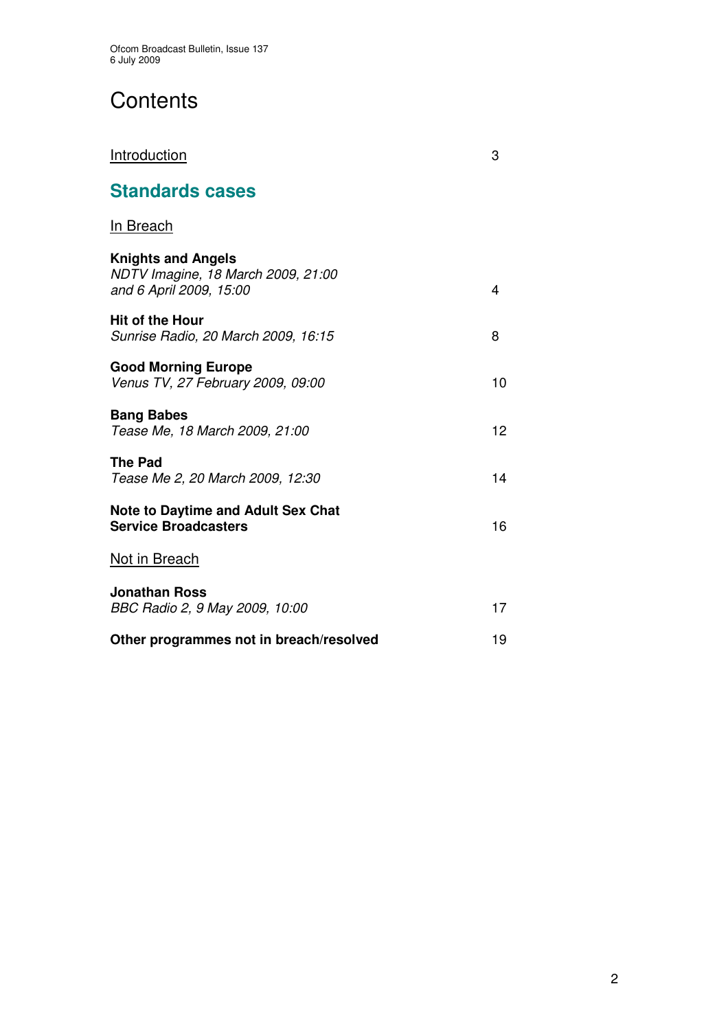# Contents

| | |
|---|---|
| Introduction | 3 |

## Standards cases

In Breach

| | |
|---|---|
| **Knights and Angels**<br>*NDTV Imagine, 18 March 2009, 21:00 and 6 April 2009, 15:00* | 4 |
| **Hit of the Hour**<br>*Sunrise Radio, 20 March 2009, 16:15* | 8 |
| **Good Morning Europe**<br>*Venus TV, 27 February 2009, 09:00* | 10 |
| **Bang Babes**<br>*Tease Me, 18 March 2009, 21:00* | 12 |
| **The Pad**<br>*Tease Me 2, 20 March 2009, 12:30* | 14 |
| **Note to Daytime and Adult Sex Chat Service Broadcasters** | 16 |

Not in Breach

| | |
|---|---|
| **Jonathan Ross**<br>*BBC Radio 2, 9 May 2009, 10:00* | 17 |
| **Other programmes not in breach/resolved** | 19 |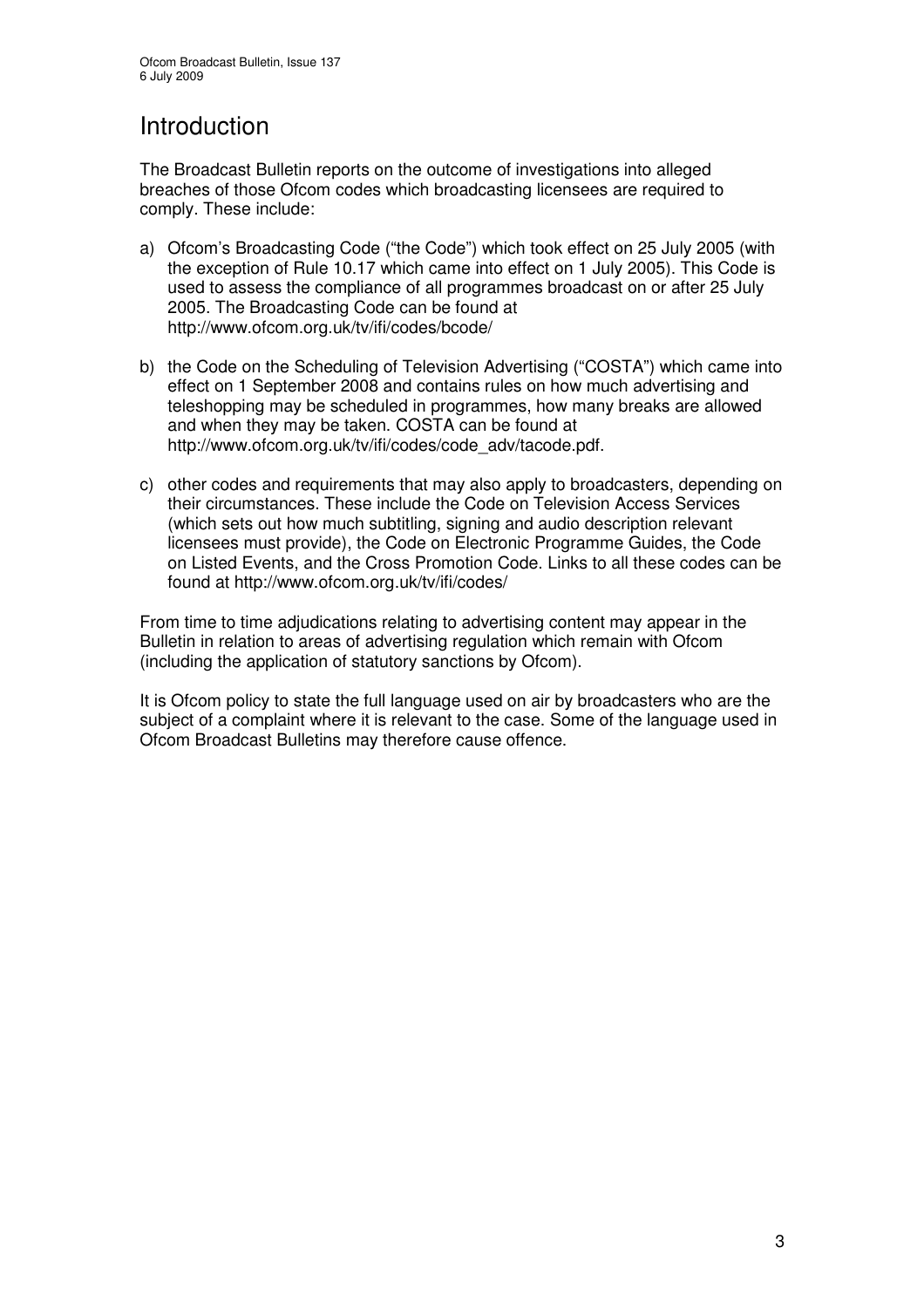# Introduction

The Broadcast Bulletin reports on the outcome of investigations into alleged breaches of those Ofcom codes which broadcasting licensees are required to comply. These include:

a) Ofcom's Broadcasting Code ("the Code") which took effect on 25 July 2005 (with the exception of Rule 10.17 which came into effect on 1 July 2005). This Code is used to assess the compliance of all programmes broadcast on or after 25 July 2005. The Broadcasting Code can be found at http://www.ofcom.org.uk/tv/ifi/codes/bcode/

b) the Code on the Scheduling of Television Advertising ("COSTA") which came into effect on 1 September 2008 and contains rules on how much advertising and teleshopping may be scheduled in programmes, how many breaks are allowed and when they may be taken. COSTA can be found at http://www.ofcom.org.uk/tv/ifi/codes/code_adv/tacode.pdf.

c) other codes and requirements that may also apply to broadcasters, depending on their circumstances. These include the Code on Television Access Services (which sets out how much subtitling, signing and audio description relevant licensees must provide), the Code on Electronic Programme Guides, the Code on Listed Events, and the Cross Promotion Code. Links to all these codes can be found at http://www.ofcom.org.uk/tv/ifi/codes/

From time to time adjudications relating to advertising content may appear in the Bulletin in relation to areas of advertising regulation which remain with Ofcom (including the application of statutory sanctions by Ofcom).

It is Ofcom policy to state the full language used on air by broadcasters who are the subject of a complaint where it is relevant to the case. Some of the language used in Ofcom Broadcast Bulletins may therefore cause offence.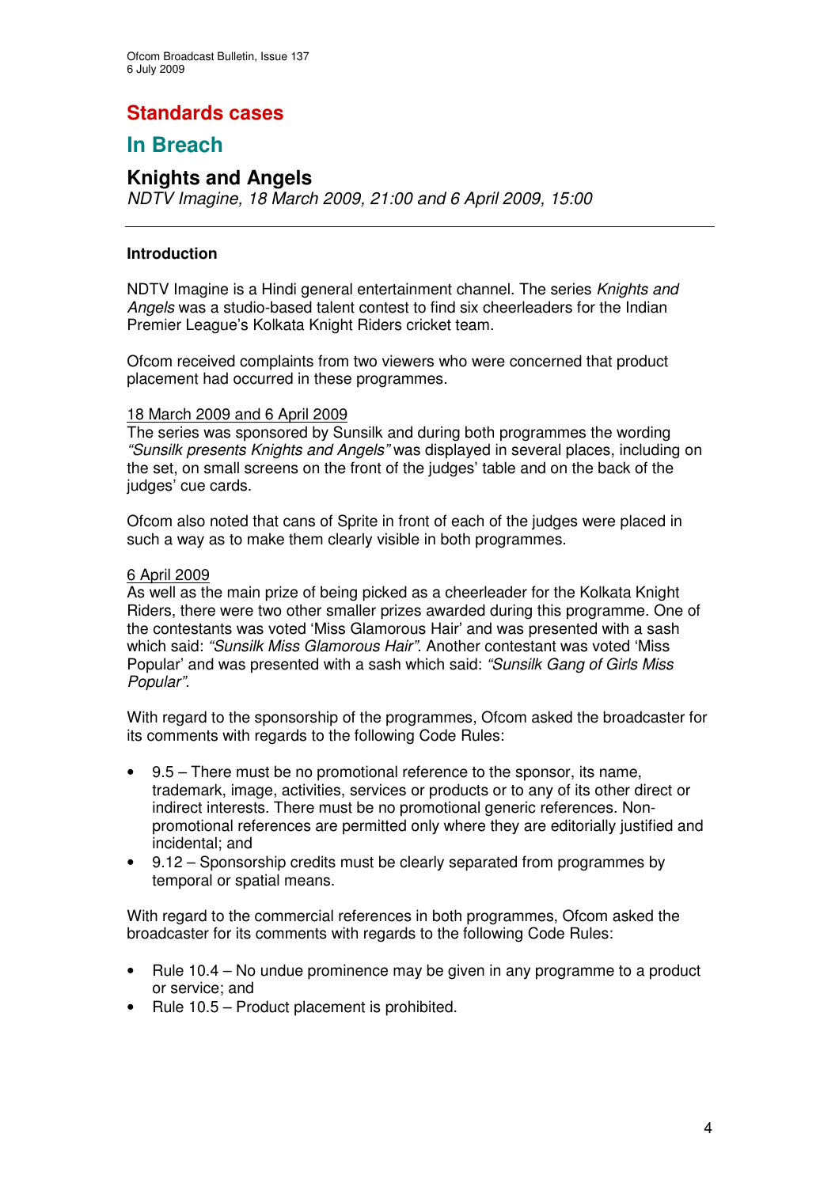## Standards cases

## In Breach

### Knights and Angels

*NDTV Imagine, 18 March 2009, 21:00 and 6 April 2009, 15:00*

---

**Introduction**

NDTV Imagine is a Hindi general entertainment channel. The series *Knights and Angels* was a studio-based talent contest to find six cheerleaders for the Indian Premier League's Kolkata Knight Riders cricket team.

Ofcom received complaints from two viewers who were concerned that product placement had occurred in these programmes.

18 March 2009 and 6 April 2009

The series was sponsored by Sunsilk and during both programmes the wording *"Sunsilk presents Knights and Angels"* was displayed in several places, including on the set, on small screens on the front of the judges' table and on the back of the judges' cue cards.

Ofcom also noted that cans of Sprite in front of each of the judges were placed in such a way as to make them clearly visible in both programmes.

6 April 2009

As well as the main prize of being picked as a cheerleader for the Kolkata Knight Riders, there were two other smaller prizes awarded during this programme. One of the contestants was voted 'Miss Glamorous Hair' and was presented with a sash which said: *"Sunsilk Miss Glamorous Hair"*. Another contestant was voted 'Miss Popular' and was presented with a sash which said: *"Sunsilk Gang of Girls Miss Popular"*.

With regard to the sponsorship of the programmes, Ofcom asked the broadcaster for its comments with regards to the following Code Rules:

- 9.5 – There must be no promotional reference to the sponsor, its name, trademark, image, activities, services or products or to any of its other direct or indirect interests. There must be no promotional generic references. Non-promotional references are permitted only where they are editorially justified and incidental; and
- 9.12 – Sponsorship credits must be clearly separated from programmes by temporal or spatial means.

With regard to the commercial references in both programmes, Ofcom asked the broadcaster for its comments with regards to the following Code Rules:

- Rule 10.4 – No undue prominence may be given in any programme to a product or service; and
- Rule 10.5 – Product placement is prohibited.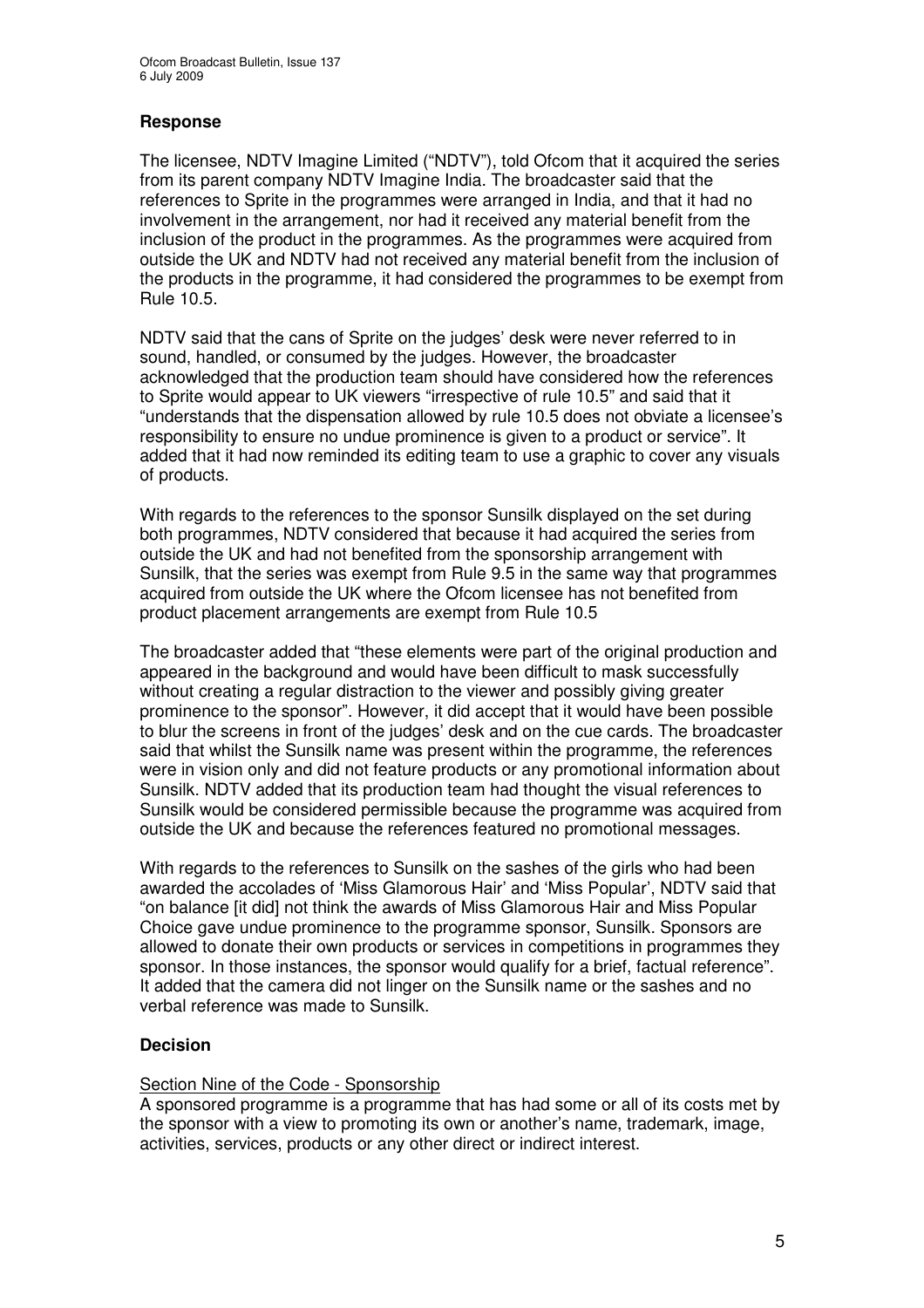## Response

The licensee, NDTV Imagine Limited ("NDTV"), told Ofcom that it acquired the series from its parent company NDTV Imagine India. The broadcaster said that the references to Sprite in the programmes were arranged in India, and that it had no involvement in the arrangement, nor had it received any material benefit from the inclusion of the product in the programmes. As the programmes were acquired from outside the UK and NDTV had not received any material benefit from the inclusion of the products in the programme, it had considered the programmes to be exempt from Rule 10.5.

NDTV said that the cans of Sprite on the judges' desk were never referred to in sound, handled, or consumed by the judges. However, the broadcaster acknowledged that the production team should have considered how the references to Sprite would appear to UK viewers "irrespective of rule 10.5" and said that it "understands that the dispensation allowed by rule 10.5 does not obviate a licensee's responsibility to ensure no undue prominence is given to a product or service". It added that it had now reminded its editing team to use a graphic to cover any visuals of products.

With regards to the references to the sponsor Sunsilk displayed on the set during both programmes, NDTV considered that because it had acquired the series from outside the UK and had not benefited from the sponsorship arrangement with Sunsilk, that the series was exempt from Rule 9.5 in the same way that programmes acquired from outside the UK where the Ofcom licensee has not benefited from product placement arrangements are exempt from Rule 10.5

The broadcaster added that "these elements were part of the original production and appeared in the background and would have been difficult to mask successfully without creating a regular distraction to the viewer and possibly giving greater prominence to the sponsor". However, it did accept that it would have been possible to blur the screens in front of the judges' desk and on the cue cards. The broadcaster said that whilst the Sunsilk name was present within the programme, the references were in vision only and did not feature products or any promotional information about Sunsilk. NDTV added that its production team had thought the visual references to Sunsilk would be considered permissible because the programme was acquired from outside the UK and because the references featured no promotional messages.

With regards to the references to Sunsilk on the sashes of the girls who had been awarded the accolades of 'Miss Glamorous Hair' and 'Miss Popular', NDTV said that "on balance [it did] not think the awards of Miss Glamorous Hair and Miss Popular Choice gave undue prominence to the programme sponsor, Sunsilk. Sponsors are allowed to donate their own products or services in competitions in programmes they sponsor. In those instances, the sponsor would qualify for a brief, factual reference". It added that the camera did not linger on the Sunsilk name or the sashes and no verbal reference was made to Sunsilk.

## Decision

Section Nine of the Code - Sponsorship

A sponsored programme is a programme that has had some or all of its costs met by the sponsor with a view to promoting its own or another's name, trademark, image, activities, services, products or any other direct or indirect interest.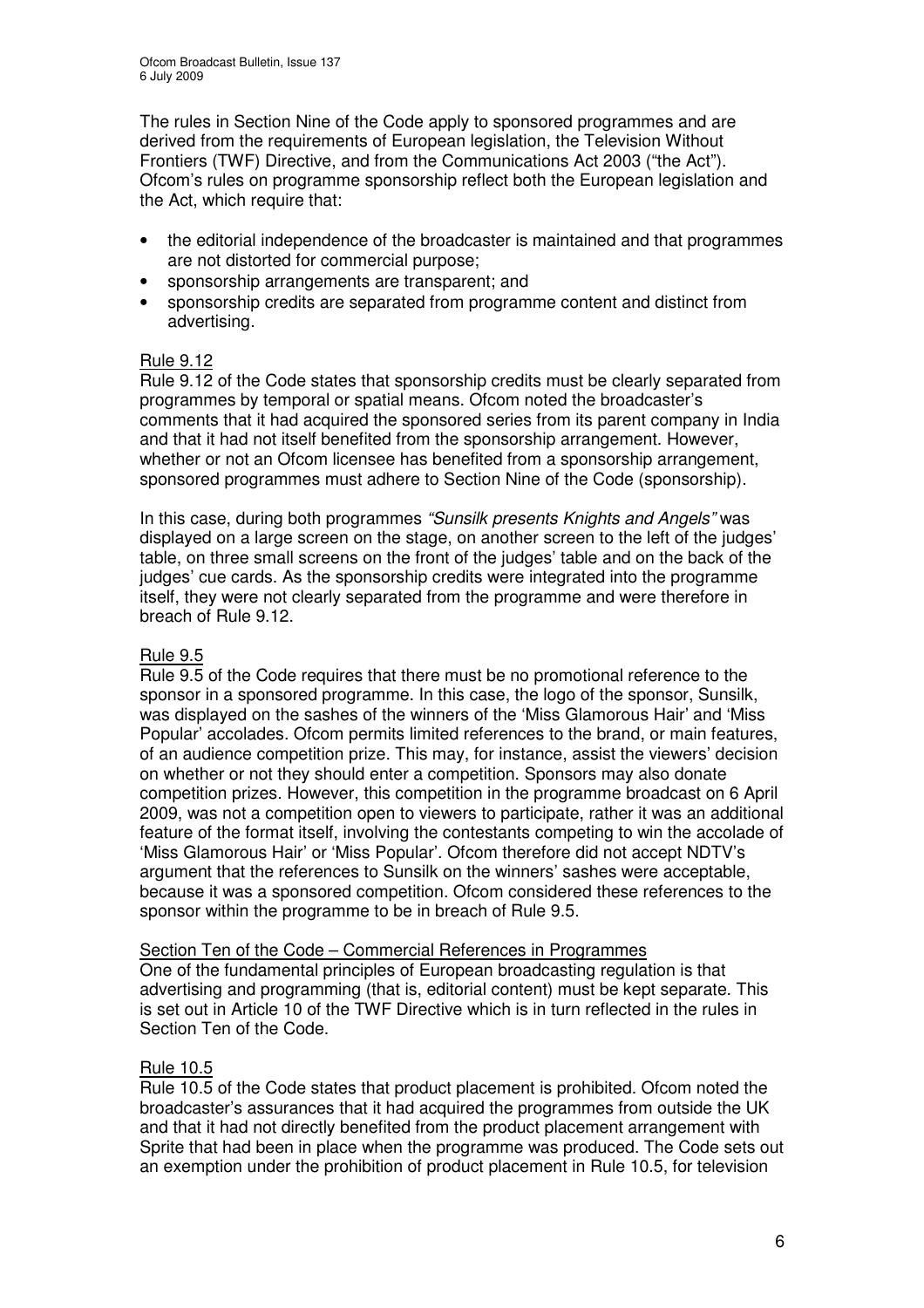The rules in Section Nine of the Code apply to sponsored programmes and are derived from the requirements of European legislation, the Television Without Frontiers (TWF) Directive, and from the Communications Act 2003 ("the Act"). Ofcom's rules on programme sponsorship reflect both the European legislation and the Act, which require that:

- the editorial independence of the broadcaster is maintained and that programmes are not distorted for commercial purpose;
- sponsorship arrangements are transparent; and
- sponsorship credits are separated from programme content and distinct from advertising.

<u>Rule 9.12</u>

Rule 9.12 of the Code states that sponsorship credits must be clearly separated from programmes by temporal or spatial means. Ofcom noted the broadcaster's comments that it had acquired the sponsored series from its parent company in India and that it had not itself benefited from the sponsorship arrangement. However, whether or not an Ofcom licensee has benefited from a sponsorship arrangement, sponsored programmes must adhere to Section Nine of the Code (sponsorship).

In this case, during both programmes *"Sunsilk presents Knights and Angels"* was displayed on a large screen on the stage, on another screen to the left of the judges' table, on three small screens on the front of the judges' table and on the back of the judges' cue cards. As the sponsorship credits were integrated into the programme itself, they were not clearly separated from the programme and were therefore in breach of Rule 9.12.

<u>Rule 9.5</u>

Rule 9.5 of the Code requires that there must be no promotional reference to the sponsor in a sponsored programme. In this case, the logo of the sponsor, Sunsilk, was displayed on the sashes of the winners of the 'Miss Glamorous Hair' and 'Miss Popular' accolades. Ofcom permits limited references to the brand, or main features, of an audience competition prize. This may, for instance, assist the viewers' decision on whether or not they should enter a competition. Sponsors may also donate competition prizes. However, this competition in the programme broadcast on 6 April 2009, was not a competition open to viewers to participate, rather it was an additional feature of the format itself, involving the contestants competing to win the accolade of 'Miss Glamorous Hair' or 'Miss Popular'. Ofcom therefore did not accept NDTV's argument that the references to Sunsilk on the winners' sashes were acceptable, because it was a sponsored competition. Ofcom considered these references to the sponsor within the programme to be in breach of Rule 9.5.

<u>Section Ten of the Code – Commercial References in Programmes</u>

One of the fundamental principles of European broadcasting regulation is that advertising and programming (that is, editorial content) must be kept separate. This is set out in Article 10 of the TWF Directive which is in turn reflected in the rules in Section Ten of the Code.

<u>Rule 10.5</u>

Rule 10.5 of the Code states that product placement is prohibited. Ofcom noted the broadcaster's assurances that it had acquired the programmes from outside the UK and that it had not directly benefited from the product placement arrangement with Sprite that had been in place when the programme was produced. The Code sets out an exemption under the prohibition of product placement in Rule 10.5, for television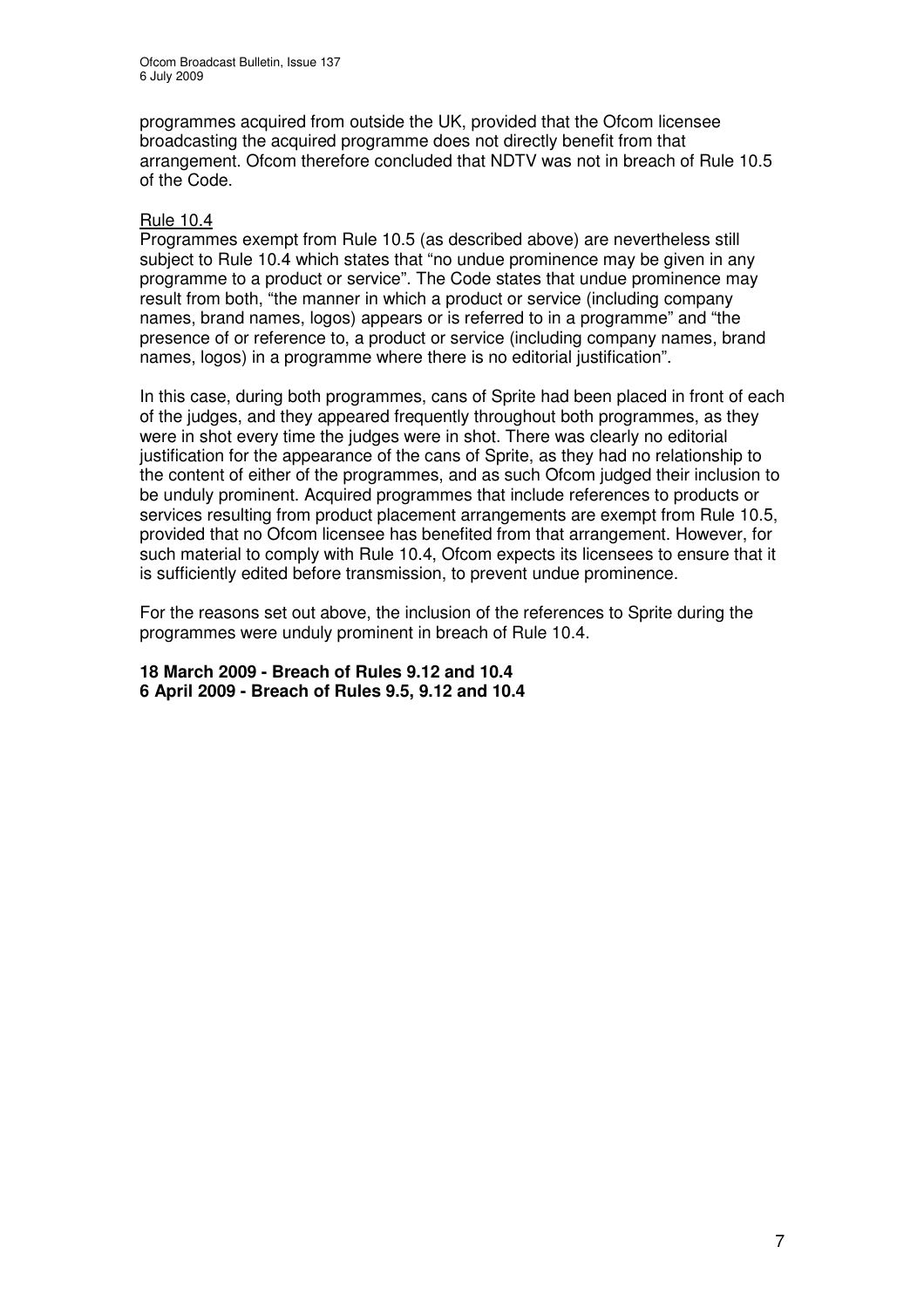programmes acquired from outside the UK, provided that the Ofcom licensee broadcasting the acquired programme does not directly benefit from that arrangement. Ofcom therefore concluded that NDTV was not in breach of Rule 10.5 of the Code.

Rule 10.4

Programmes exempt from Rule 10.5 (as described above) are nevertheless still subject to Rule 10.4 which states that "no undue prominence may be given in any programme to a product or service". The Code states that undue prominence may result from both, "the manner in which a product or service (including company names, brand names, logos) appears or is referred to in a programme" and "the presence of or reference to, a product or service (including company names, brand names, logos) in a programme where there is no editorial justification".

In this case, during both programmes, cans of Sprite had been placed in front of each of the judges, and they appeared frequently throughout both programmes, as they were in shot every time the judges were in shot. There was clearly no editorial justification for the appearance of the cans of Sprite, as they had no relationship to the content of either of the programmes, and as such Ofcom judged their inclusion to be unduly prominent. Acquired programmes that include references to products or services resulting from product placement arrangements are exempt from Rule 10.5, provided that no Ofcom licensee has benefited from that arrangement. However, for such material to comply with Rule 10.4, Ofcom expects its licensees to ensure that it is sufficiently edited before transmission, to prevent undue prominence.

For the reasons set out above, the inclusion of the references to Sprite during the programmes were unduly prominent in breach of Rule 10.4.

**18 March 2009 - Breach of Rules 9.12 and 10.4**
**6 April 2009 - Breach of Rules 9.5, 9.12 and 10.4**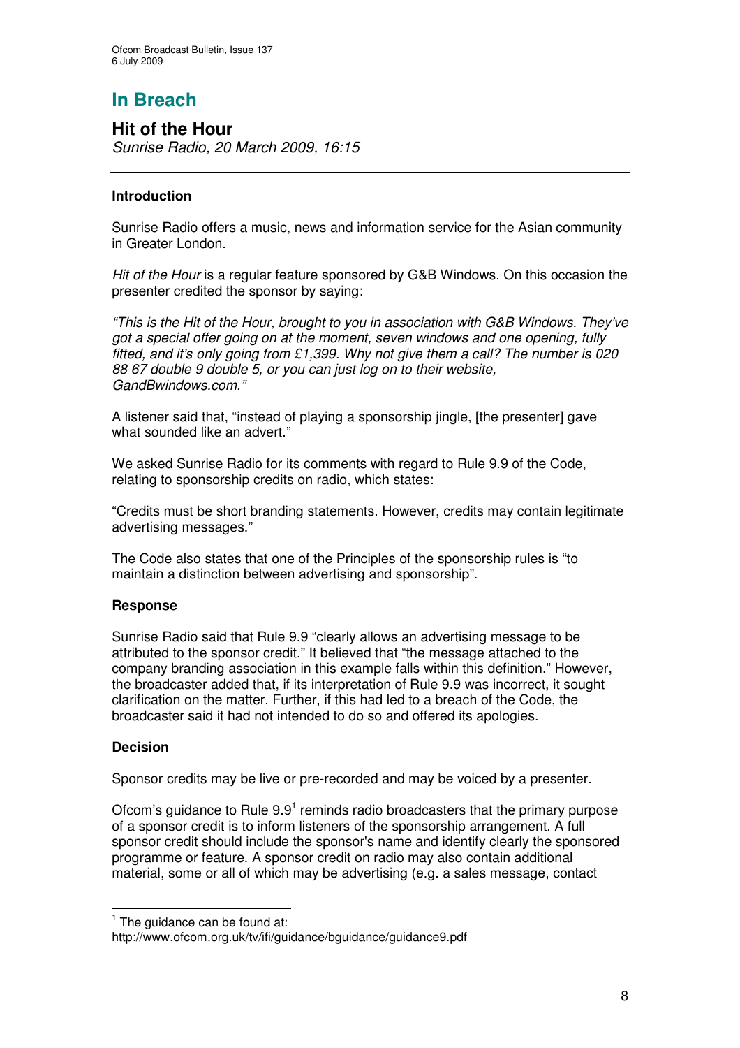# In Breach

## Hit of the Hour

*Sunrise Radio, 20 March 2009, 16:15*

---

### Introduction

Sunrise Radio offers a music, news and information service for the Asian community in Greater London.

*Hit of the Hour* is a regular feature sponsored by G&B Windows. On this occasion the presenter credited the sponsor by saying:

*"This is the Hit of the Hour, brought to you in association with G&B Windows. They've got a special offer going on at the moment, seven windows and one opening, fully fitted, and it's only going from £1,399. Why not give them a call? The number is 020 88 67 double 9 double 5, or you can just log on to their website, GandBwindows.com."*

A listener said that, "instead of playing a sponsorship jingle, [the presenter] gave what sounded like an advert."

We asked Sunrise Radio for its comments with regard to Rule 9.9 of the Code, relating to sponsorship credits on radio, which states:

"Credits must be short branding statements. However, credits may contain legitimate advertising messages."

The Code also states that one of the Principles of the sponsorship rules is "to maintain a distinction between advertising and sponsorship".

### Response

Sunrise Radio said that Rule 9.9 "clearly allows an advertising message to be attributed to the sponsor credit." It believed that "the message attached to the company branding association in this example falls within this definition." However, the broadcaster added that, if its interpretation of Rule 9.9 was incorrect, it sought clarification on the matter. Further, if this had led to a breach of the Code, the broadcaster said it had not intended to do so and offered its apologies.

### Decision

Sponsor credits may be live or pre-recorded and may be voiced by a presenter.

Ofcom's guidance to Rule 9.9[1] reminds radio broadcasters that the primary purpose of a sponsor credit is to inform listeners of the sponsorship arrangement. A full sponsor credit should include the sponsor's name and identify clearly the sponsored programme or feature. A sponsor credit on radio may also contain additional material, some or all of which may be advertising (e.g. a sales message, contact

[1] The guidance can be found at: http://www.ofcom.org.uk/tv/ifi/guidance/bguidance/guidance9.pdf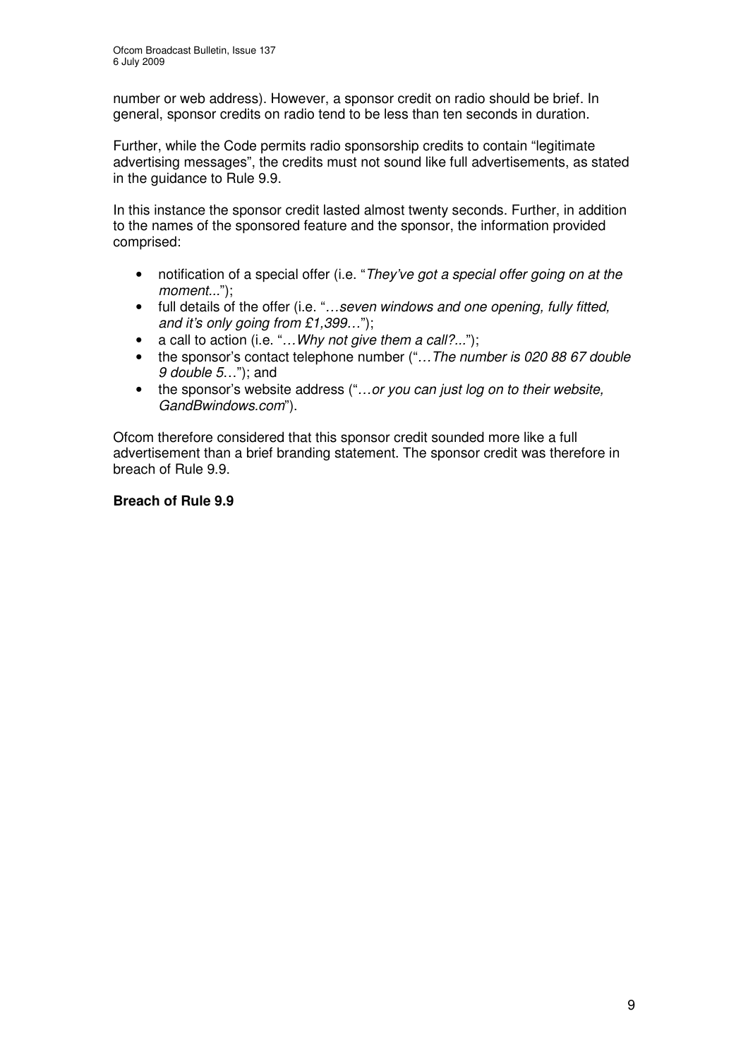number or web address). However, a sponsor credit on radio should be brief. In general, sponsor credits on radio tend to be less than ten seconds in duration.

Further, while the Code permits radio sponsorship credits to contain "legitimate advertising messages", the credits must not sound like full advertisements, as stated in the guidance to Rule 9.9.

In this instance the sponsor credit lasted almost twenty seconds. Further, in addition to the names of the sponsored feature and the sponsor, the information provided comprised:

- notification of a special offer (i.e. "*They've got a special offer going on at the moment...*");
- full details of the offer (i.e. "*…seven windows and one opening, fully fitted, and it's only going from £1,399…*");
- a call to action (i.e. "*…Why not give them a call?...*");
- the sponsor's contact telephone number ("*…The number is 020 88 67 double 9 double 5…*"); and
- the sponsor's website address ("*…or you can just log on to their website, GandBwindows.com*").

Ofcom therefore considered that this sponsor credit sounded more like a full advertisement than a brief branding statement. The sponsor credit was therefore in breach of Rule 9.9.

**Breach of Rule 9.9**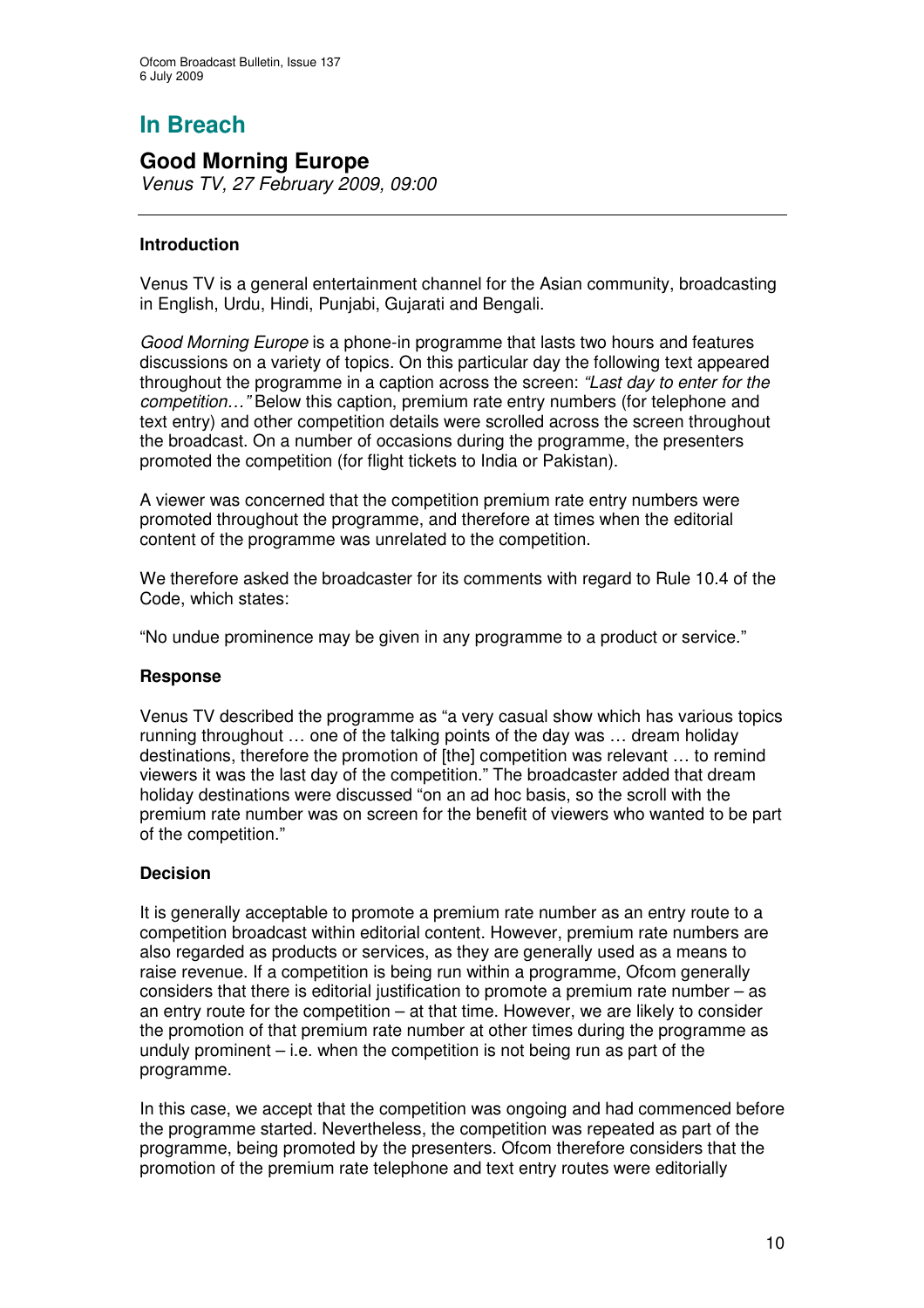# In Breach

## Good Morning Europe

*Venus TV, 27 February 2009, 09:00*

---

### Introduction

Venus TV is a general entertainment channel for the Asian community, broadcasting in English, Urdu, Hindi, Punjabi, Gujarati and Bengali.

*Good Morning Europe* is a phone-in programme that lasts two hours and features discussions on a variety of topics. On this particular day the following text appeared throughout the programme in a caption across the screen: *"Last day to enter for the competition…"* Below this caption, premium rate entry numbers (for telephone and text entry) and other competition details were scrolled across the screen throughout the broadcast. On a number of occasions during the programme, the presenters promoted the competition (for flight tickets to India or Pakistan).

A viewer was concerned that the competition premium rate entry numbers were promoted throughout the programme, and therefore at times when the editorial content of the programme was unrelated to the competition.

We therefore asked the broadcaster for its comments with regard to Rule 10.4 of the Code, which states:

"No undue prominence may be given in any programme to a product or service."

### Response

Venus TV described the programme as "a very casual show which has various topics running throughout … one of the talking points of the day was … dream holiday destinations, therefore the promotion of [the] competition was relevant … to remind viewers it was the last day of the competition." The broadcaster added that dream holiday destinations were discussed "on an ad hoc basis, so the scroll with the premium rate number was on screen for the benefit of viewers who wanted to be part of the competition."

### Decision

It is generally acceptable to promote a premium rate number as an entry route to a competition broadcast within editorial content. However, premium rate numbers are also regarded as products or services, as they are generally used as a means to raise revenue. If a competition is being run within a programme, Ofcom generally considers that there is editorial justification to promote a premium rate number – as an entry route for the competition – at that time. However, we are likely to consider the promotion of that premium rate number at other times during the programme as unduly prominent – i.e. when the competition is not being run as part of the programme.

In this case, we accept that the competition was ongoing and had commenced before the programme started. Nevertheless, the competition was repeated as part of the programme, being promoted by the presenters. Ofcom therefore considers that the promotion of the premium rate telephone and text entry routes were editorially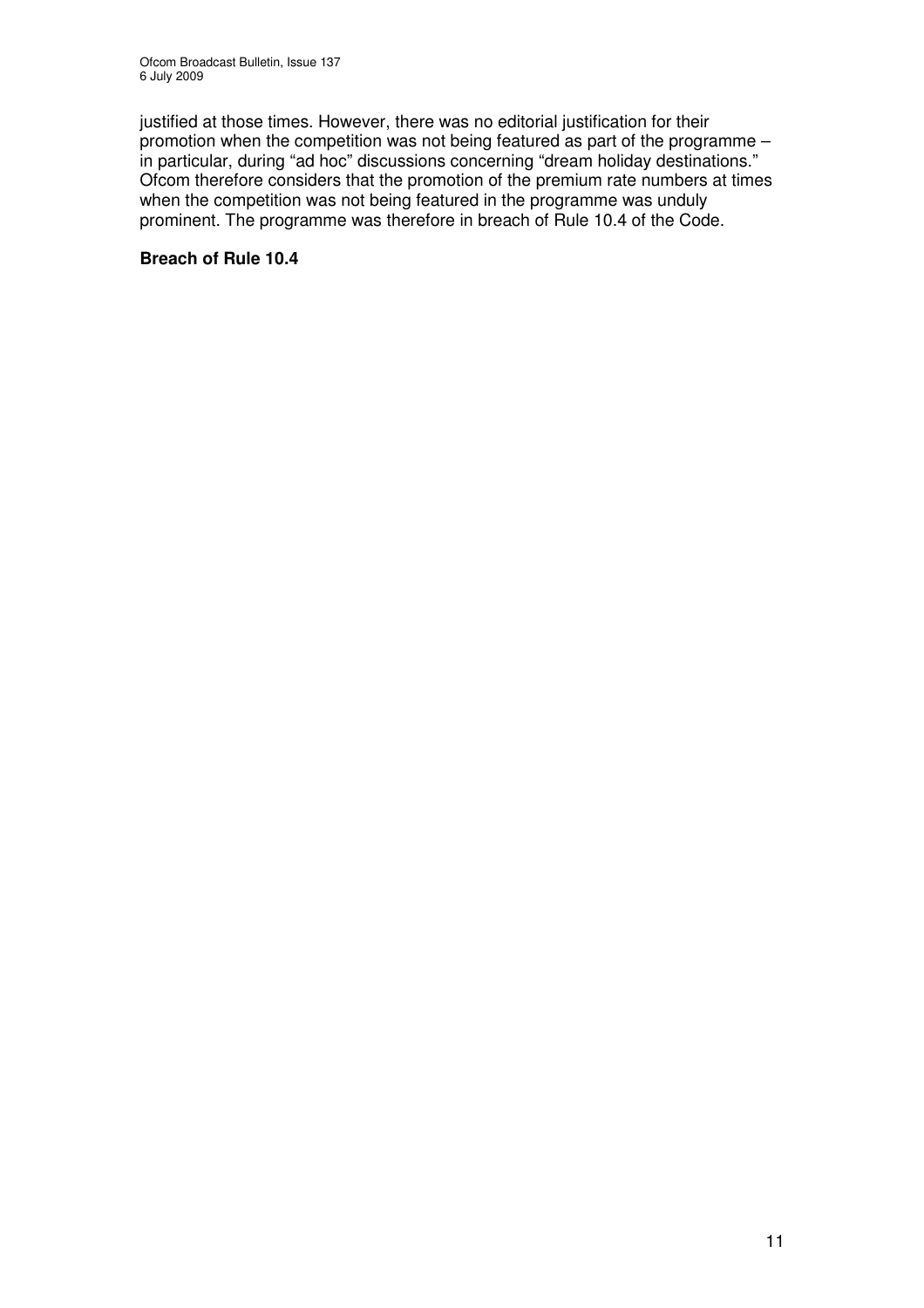justified at those times. However, there was no editorial justification for their promotion when the competition was not being featured as part of the programme – in particular, during "ad hoc" discussions concerning "dream holiday destinations." Ofcom therefore considers that the promotion of the premium rate numbers at times when the competition was not being featured in the programme was unduly prominent. The programme was therefore in breach of Rule 10.4 of the Code.

**Breach of Rule 10.4**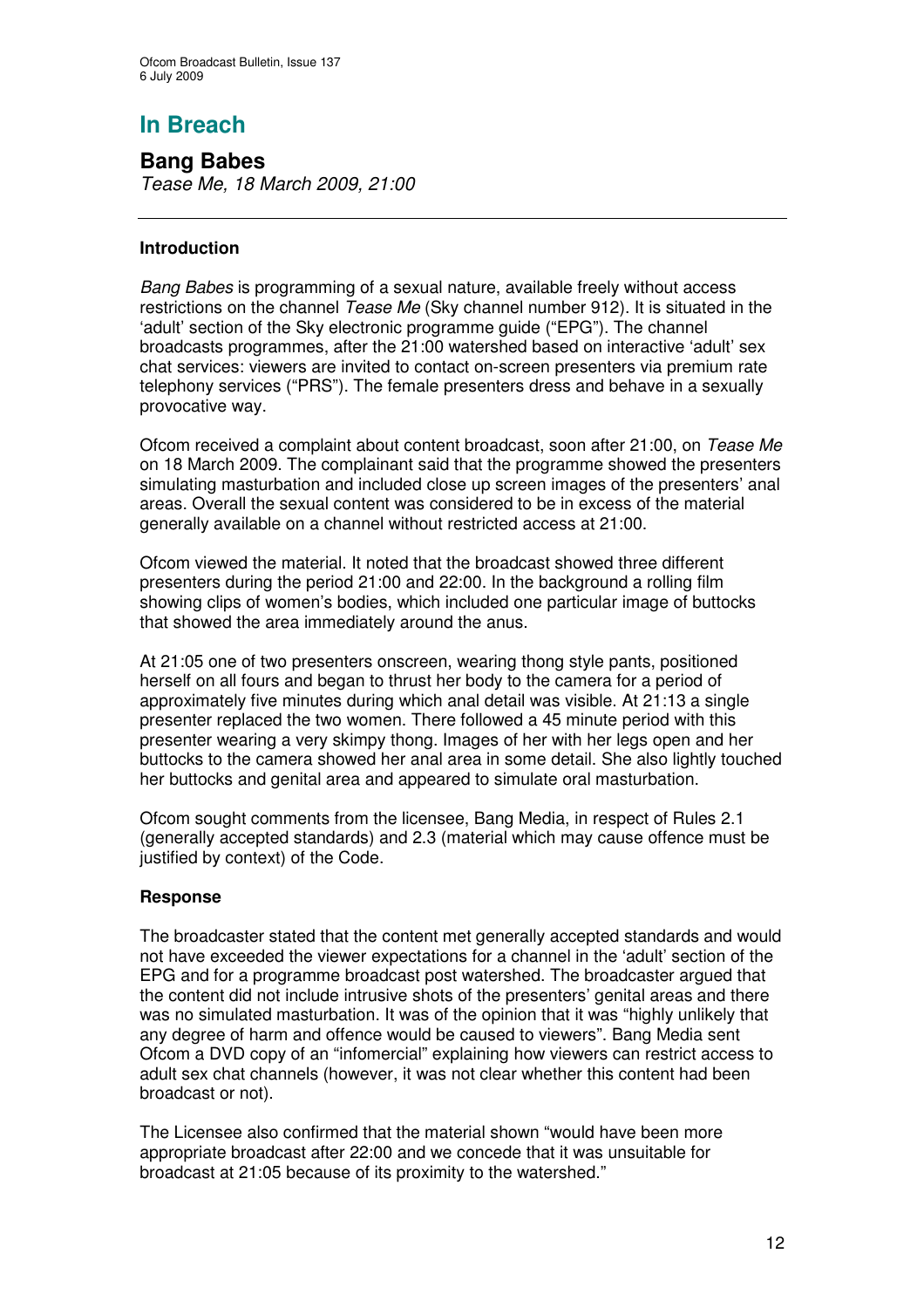# In Breach

## Bang Babes

*Tease Me, 18 March 2009, 21:00*

---

### Introduction

*Bang Babes* is programming of a sexual nature, available freely without access restrictions on the channel *Tease Me* (Sky channel number 912). It is situated in the 'adult' section of the Sky electronic programme guide ("EPG"). The channel broadcasts programmes, after the 21:00 watershed based on interactive 'adult' sex chat services: viewers are invited to contact on-screen presenters via premium rate telephony services ("PRS"). The female presenters dress and behave in a sexually provocative way.

Ofcom received a complaint about content broadcast, soon after 21:00, on *Tease Me* on 18 March 2009. The complainant said that the programme showed the presenters simulating masturbation and included close up screen images of the presenters' anal areas. Overall the sexual content was considered to be in excess of the material generally available on a channel without restricted access at 21:00.

Ofcom viewed the material. It noted that the broadcast showed three different presenters during the period 21:00 and 22:00. In the background a rolling film showing clips of women's bodies, which included one particular image of buttocks that showed the area immediately around the anus.

At 21:05 one of two presenters onscreen, wearing thong style pants, positioned herself on all fours and began to thrust her body to the camera for a period of approximately five minutes during which anal detail was visible. At 21:13 a single presenter replaced the two women. There followed a 45 minute period with this presenter wearing a very skimpy thong. Images of her with her legs open and her buttocks to the camera showed her anal area in some detail. She also lightly touched her buttocks and genital area and appeared to simulate oral masturbation.

Ofcom sought comments from the licensee, Bang Media, in respect of Rules 2.1 (generally accepted standards) and 2.3 (material which may cause offence must be justified by context) of the Code.

### Response

The broadcaster stated that the content met generally accepted standards and would not have exceeded the viewer expectations for a channel in the 'adult' section of the EPG and for a programme broadcast post watershed. The broadcaster argued that the content did not include intrusive shots of the presenters' genital areas and there was no simulated masturbation. It was of the opinion that it was "highly unlikely that any degree of harm and offence would be caused to viewers". Bang Media sent Ofcom a DVD copy of an "infomercial" explaining how viewers can restrict access to adult sex chat channels (however, it was not clear whether this content had been broadcast or not).

The Licensee also confirmed that the material shown "would have been more appropriate broadcast after 22:00 and we concede that it was unsuitable for broadcast at 21:05 because of its proximity to the watershed."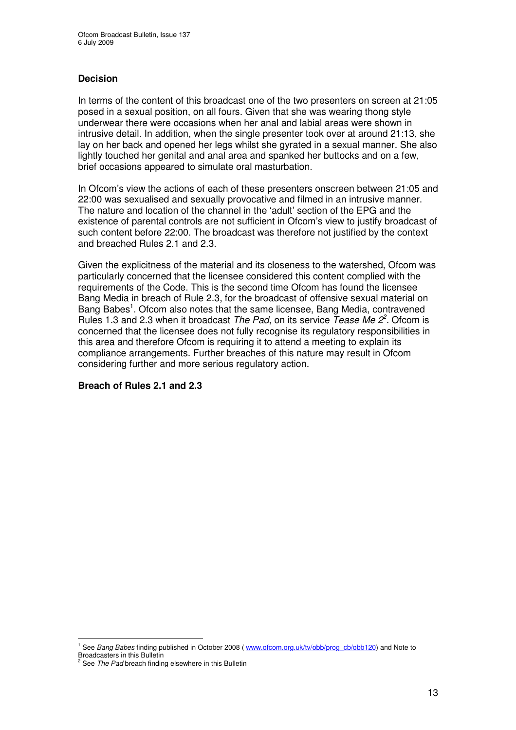**Decision**

In terms of the content of this broadcast one of the two presenters on screen at 21:05 posed in a sexual position, on all fours. Given that she was wearing thong style underwear there were occasions when her anal and labial areas were shown in intrusive detail. In addition, when the single presenter took over at around 21:13, she lay on her back and opened her legs whilst she gyrated in a sexual manner. She also lightly touched her genital and anal area and spanked her buttocks and on a few, brief occasions appeared to simulate oral masturbation.

In Ofcom's view the actions of each of these presenters onscreen between 21:05 and 22:00 was sexualised and sexually provocative and filmed in an intrusive manner. The nature and location of the channel in the 'adult' section of the EPG and the existence of parental controls are not sufficient in Ofcom's view to justify broadcast of such content before 22:00. The broadcast was therefore not justified by the context and breached Rules 2.1 and 2.3.

Given the explicitness of the material and its closeness to the watershed, Ofcom was particularly concerned that the licensee considered this content complied with the requirements of the Code. This is the second time Ofcom has found the licensee Bang Media in breach of Rule 2.3, for the broadcast of offensive sexual material on Bang Babes[1]. Ofcom also notes that the same licensee, Bang Media, contravened Rules 1.3 and 2.3 when it broadcast *The Pad*, on its service *Tease Me 2*[2]. Ofcom is concerned that the licensee does not fully recognise its regulatory responsibilities in this area and therefore Ofcom is requiring it to attend a meeting to explain its compliance arrangements. Further breaches of this nature may result in Ofcom considering further and more serious regulatory action.

**Breach of Rules 2.1 and 2.3**

---

[1] See *Bang Babes* finding published in October 2008 ( www.ofcom.org.uk/tv/obb/prog_cb/obb120) and Note to Broadcasters in this Bulletin

[2] See *The Pad* breach finding elsewhere in this Bulletin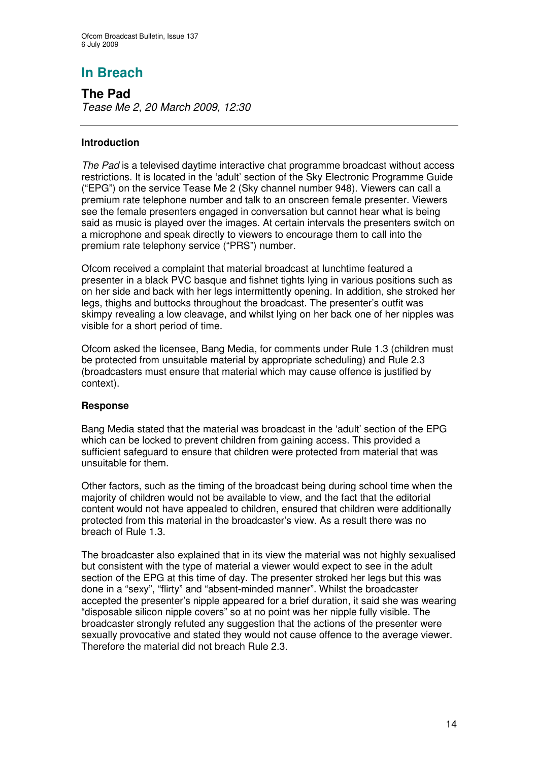# In Breach

## The Pad

*Tease Me 2, 20 March 2009, 12:30*

### Introduction

*The Pad* is a televised daytime interactive chat programme broadcast without access restrictions. It is located in the 'adult' section of the Sky Electronic Programme Guide ("EPG") on the service Tease Me 2 (Sky channel number 948). Viewers can call a premium rate telephone number and talk to an onscreen female presenter. Viewers see the female presenters engaged in conversation but cannot hear what is being said as music is played over the images. At certain intervals the presenters switch on a microphone and speak directly to viewers to encourage them to call into the premium rate telephony service ("PRS") number.

Ofcom received a complaint that material broadcast at lunchtime featured a presenter in a black PVC basque and fishnet tights lying in various positions such as on her side and back with her legs intermittently opening. In addition, she stroked her legs, thighs and buttocks throughout the broadcast. The presenter's outfit was skimpy revealing a low cleavage, and whilst lying on her back one of her nipples was visible for a short period of time.

Ofcom asked the licensee, Bang Media, for comments under Rule 1.3 (children must be protected from unsuitable material by appropriate scheduling) and Rule 2.3 (broadcasters must ensure that material which may cause offence is justified by context).

### Response

Bang Media stated that the material was broadcast in the 'adult' section of the EPG which can be locked to prevent children from gaining access. This provided a sufficient safeguard to ensure that children were protected from material that was unsuitable for them.

Other factors, such as the timing of the broadcast being during school time when the majority of children would not be available to view, and the fact that the editorial content would not have appealed to children, ensured that children were additionally protected from this material in the broadcaster's view. As a result there was no breach of Rule 1.3.

The broadcaster also explained that in its view the material was not highly sexualised but consistent with the type of material a viewer would expect to see in the adult section of the EPG at this time of day. The presenter stroked her legs but this was done in a "sexy", "flirty" and "absent-minded manner". Whilst the broadcaster accepted the presenter's nipple appeared for a brief duration, it said she was wearing "disposable silicon nipple covers" so at no point was her nipple fully visible. The broadcaster strongly refuted any suggestion that the actions of the presenter were sexually provocative and stated they would not cause offence to the average viewer. Therefore the material did not breach Rule 2.3.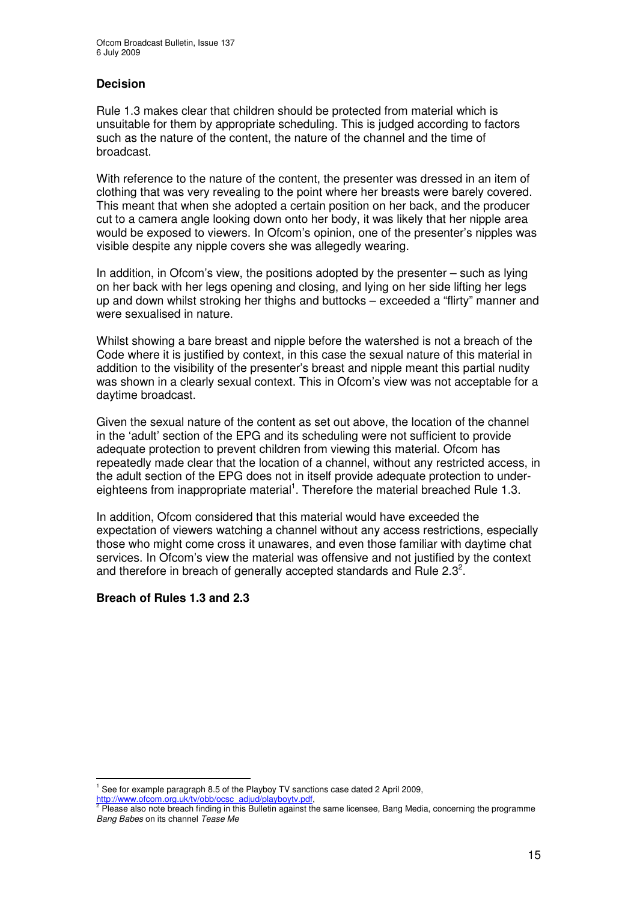## Decision

Rule 1.3 makes clear that children should be protected from material which is unsuitable for them by appropriate scheduling. This is judged according to factors such as the nature of the content, the nature of the channel and the time of broadcast.

With reference to the nature of the content, the presenter was dressed in an item of clothing that was very revealing to the point where her breasts were barely covered. This meant that when she adopted a certain position on her back, and the producer cut to a camera angle looking down onto her body, it was likely that her nipple area would be exposed to viewers. In Ofcom's opinion, one of the presenter's nipples was visible despite any nipple covers she was allegedly wearing.

In addition, in Ofcom's view, the positions adopted by the presenter – such as lying on her back with her legs opening and closing, and lying on her side lifting her legs up and down whilst stroking her thighs and buttocks – exceeded a "flirty" manner and were sexualised in nature.

Whilst showing a bare breast and nipple before the watershed is not a breach of the Code where it is justified by context, in this case the sexual nature of this material in addition to the visibility of the presenter's breast and nipple meant this partial nudity was shown in a clearly sexual context. This in Ofcom's view was not acceptable for a daytime broadcast.

Given the sexual nature of the content as set out above, the location of the channel in the 'adult' section of the EPG and its scheduling were not sufficient to provide adequate protection to prevent children from viewing this material. Ofcom has repeatedly made clear that the location of a channel, without any restricted access, in the adult section of the EPG does not in itself provide adequate protection to under-eighteens from inappropriate material[1]. Therefore the material breached Rule 1.3.

In addition, Ofcom considered that this material would have exceeded the expectation of viewers watching a channel without any access restrictions, especially those who might come cross it unawares, and even those familiar with daytime chat services. In Ofcom's view the material was offensive and not justified by the context and therefore in breach of generally accepted standards and Rule 2.3[2].

**Breach of Rules 1.3 and 2.3**

---

[1] See for example paragraph 8.5 of the Playboy TV sanctions case dated 2 April 2009, http://www.ofcom.org.uk/tv/obb/ocsc_adjud/playboytv.pdf,

[2] Please also note breach finding in this Bulletin against the same licensee, Bang Media, concerning the programme *Bang Babes* on its channel *Tease Me*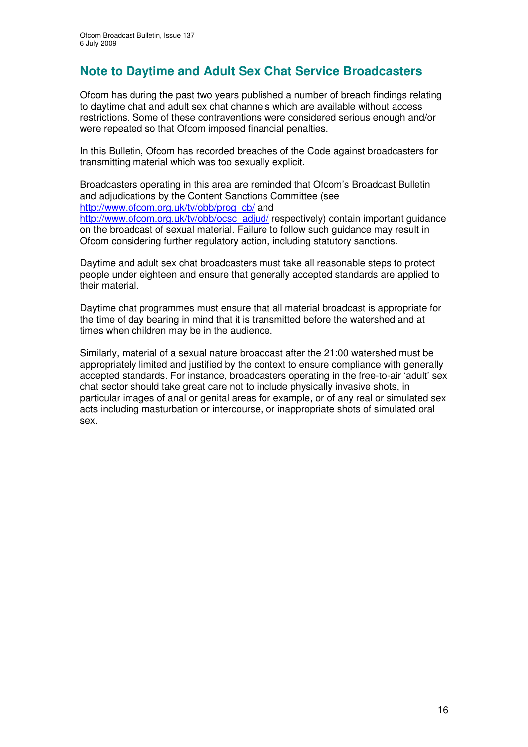## Note to Daytime and Adult Sex Chat Service Broadcasters

Ofcom has during the past two years published a number of breach findings relating to daytime chat and adult sex chat channels which are available without access restrictions. Some of these contraventions were considered serious enough and/or were repeated so that Ofcom imposed financial penalties.

In this Bulletin, Ofcom has recorded breaches of the Code against broadcasters for transmitting material which was too sexually explicit.

Broadcasters operating in this area are reminded that Ofcom's Broadcast Bulletin and adjudications by the Content Sanctions Committee (see http://www.ofcom.org.uk/tv/obb/prog_cb/ and http://www.ofcom.org.uk/tv/obb/ocsc_adjud/ respectively) contain important guidance on the broadcast of sexual material. Failure to follow such guidance may result in Ofcom considering further regulatory action, including statutory sanctions.

Daytime and adult sex chat broadcasters must take all reasonable steps to protect people under eighteen and ensure that generally accepted standards are applied to their material.

Daytime chat programmes must ensure that all material broadcast is appropriate for the time of day bearing in mind that it is transmitted before the watershed and at times when children may be in the audience.

Similarly, material of a sexual nature broadcast after the 21:00 watershed must be appropriately limited and justified by the context to ensure compliance with generally accepted standards. For instance, broadcasters operating in the free-to-air 'adult' sex chat sector should take great care not to include physically invasive shots, in particular images of anal or genital areas for example, or of any real or simulated sex acts including masturbation or intercourse, or inappropriate shots of simulated oral sex.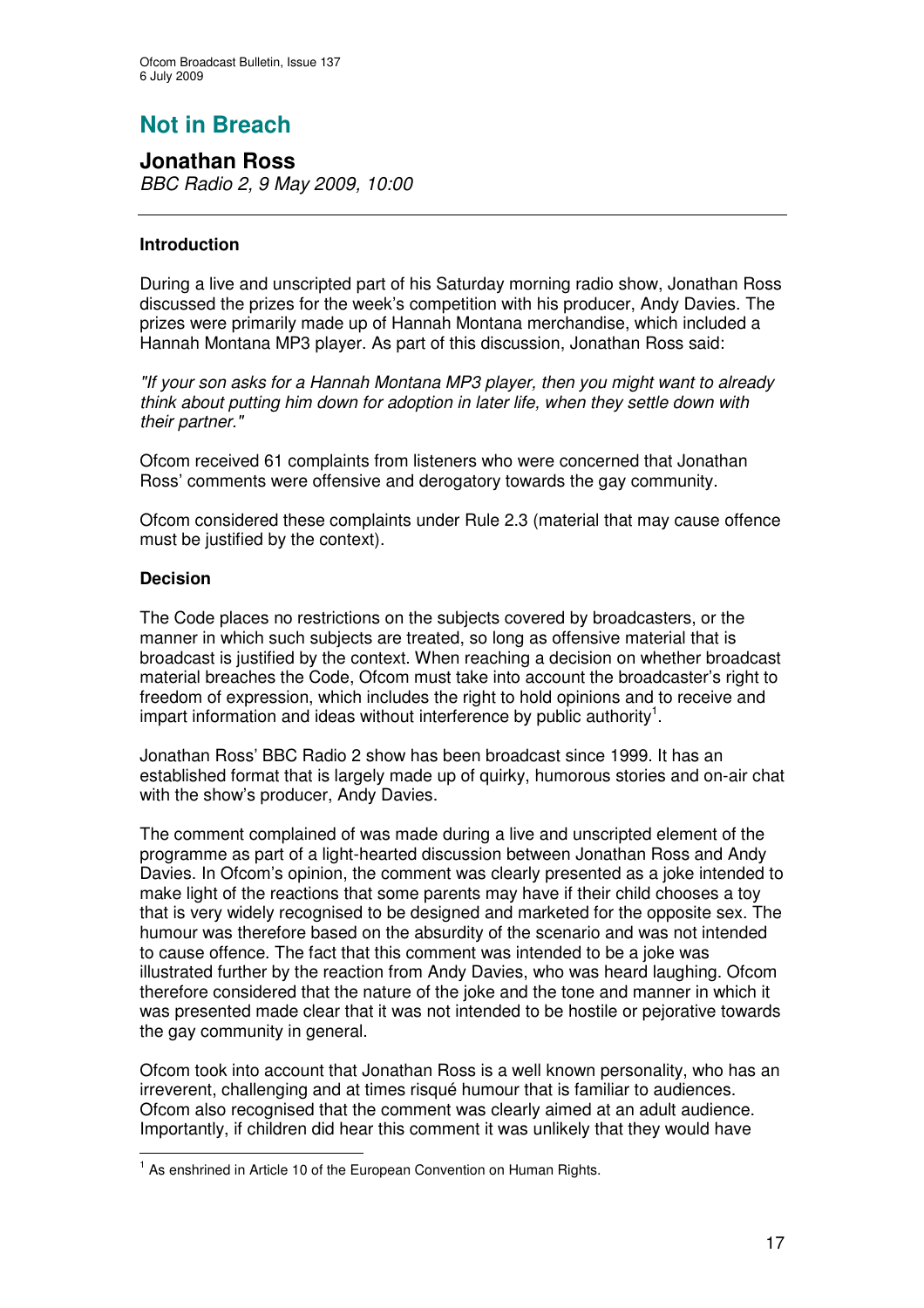# Not in Breach

## Jonathan Ross

*BBC Radio 2, 9 May 2009, 10:00*

### Introduction

During a live and unscripted part of his Saturday morning radio show, Jonathan Ross discussed the prizes for the week's competition with his producer, Andy Davies. The prizes were primarily made up of Hannah Montana merchandise, which included a Hannah Montana MP3 player. As part of this discussion, Jonathan Ross said:

*"If your son asks for a Hannah Montana MP3 player, then you might want to already think about putting him down for adoption in later life, when they settle down with their partner."*

Ofcom received 61 complaints from listeners who were concerned that Jonathan Ross' comments were offensive and derogatory towards the gay community.

Ofcom considered these complaints under Rule 2.3 (material that may cause offence must be justified by the context).

### Decision

The Code places no restrictions on the subjects covered by broadcasters, or the manner in which such subjects are treated, so long as offensive material that is broadcast is justified by the context. When reaching a decision on whether broadcast material breaches the Code, Ofcom must take into account the broadcaster's right to freedom of expression, which includes the right to hold opinions and to receive and impart information and ideas without interference by public authority[1].

Jonathan Ross' BBC Radio 2 show has been broadcast since 1999. It has an established format that is largely made up of quirky, humorous stories and on-air chat with the show's producer, Andy Davies.

The comment complained of was made during a live and unscripted element of the programme as part of a light-hearted discussion between Jonathan Ross and Andy Davies. In Ofcom's opinion, the comment was clearly presented as a joke intended to make light of the reactions that some parents may have if their child chooses a toy that is very widely recognised to be designed and marketed for the opposite sex. The humour was therefore based on the absurdity of the scenario and was not intended to cause offence. The fact that this comment was intended to be a joke was illustrated further by the reaction from Andy Davies, who was heard laughing. Ofcom therefore considered that the nature of the joke and the tone and manner in which it was presented made clear that it was not intended to be hostile or pejorative towards the gay community in general.

Ofcom took into account that Jonathan Ross is a well known personality, who has an irreverent, challenging and at times risqué humour that is familiar to audiences. Ofcom also recognised that the comment was clearly aimed at an adult audience. Importantly, if children did hear this comment it was unlikely that they would have

---

[1] As enshrined in Article 10 of the European Convention on Human Rights.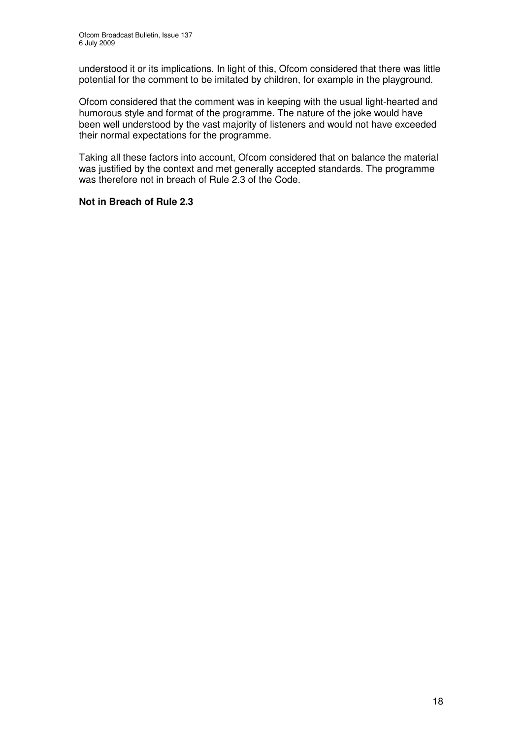understood it or its implications. In light of this, Ofcom considered that there was little potential for the comment to be imitated by children, for example in the playground.

Ofcom considered that the comment was in keeping with the usual light-hearted and humorous style and format of the programme. The nature of the joke would have been well understood by the vast majority of listeners and would not have exceeded their normal expectations for the programme.

Taking all these factors into account, Ofcom considered that on balance the material was justified by the context and met generally accepted standards. The programme was therefore not in breach of Rule 2.3 of the Code.

**Not in Breach of Rule 2.3**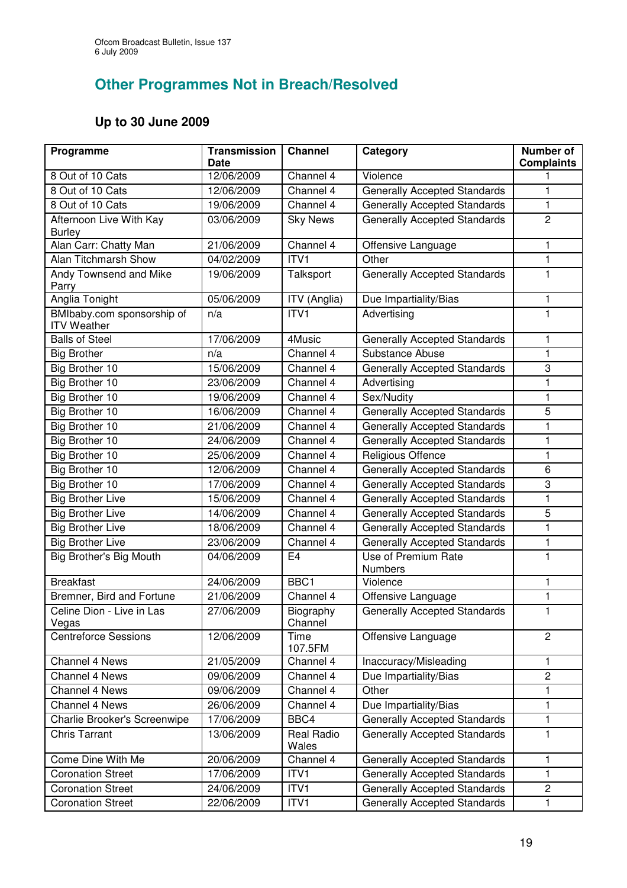## Other Programmes Not in Breach/Resolved

### Up to 30 June 2009

| Programme | Transmission Date | Channel | Category | Number of Complaints |
|---|---|---|---|---|
| 8 Out of 10 Cats | 12/06/2009 | Channel 4 | Violence | 1 |
| 8 Out of 10 Cats | 12/06/2009 | Channel 4 | Generally Accepted Standards | 1 |
| 8 Out of 10 Cats | 19/06/2009 | Channel 4 | Generally Accepted Standards | 1 |
| Afternoon Live With Kay Burley | 03/06/2009 | Sky News | Generally Accepted Standards | 2 |
| Alan Carr: Chatty Man | 21/06/2009 | Channel 4 | Offensive Language | 1 |
| Alan Titchmarsh Show | 04/02/2009 | ITV1 | Other | 1 |
| Andy Townsend and Mike Parry | 19/06/2009 | Talksport | Generally Accepted Standards | 1 |
| Anglia Tonight | 05/06/2009 | ITV (Anglia) | Due Impartiality/Bias | 1 |
| BMIbaby.com sponsorship of ITV Weather | n/a | ITV1 | Advertising | 1 |
| Balls of Steel | 17/06/2009 | 4Music | Generally Accepted Standards | 1 |
| Big Brother | n/a | Channel 4 | Substance Abuse | 1 |
| Big Brother 10 | 15/06/2009 | Channel 4 | Generally Accepted Standards | 3 |
| Big Brother 10 | 23/06/2009 | Channel 4 | Advertising | 1 |
| Big Brother 10 | 19/06/2009 | Channel 4 | Sex/Nudity | 1 |
| Big Brother 10 | 16/06/2009 | Channel 4 | Generally Accepted Standards | 5 |
| Big Brother 10 | 21/06/2009 | Channel 4 | Generally Accepted Standards | 1 |
| Big Brother 10 | 24/06/2009 | Channel 4 | Generally Accepted Standards | 1 |
| Big Brother 10 | 25/06/2009 | Channel 4 | Religious Offence | 1 |
| Big Brother 10 | 12/06/2009 | Channel 4 | Generally Accepted Standards | 6 |
| Big Brother 10 | 17/06/2009 | Channel 4 | Generally Accepted Standards | 3 |
| Big Brother Live | 15/06/2009 | Channel 4 | Generally Accepted Standards | 1 |
| Big Brother Live | 14/06/2009 | Channel 4 | Generally Accepted Standards | 5 |
| Big Brother Live | 18/06/2009 | Channel 4 | Generally Accepted Standards | 1 |
| Big Brother Live | 23/06/2009 | Channel 4 | Generally Accepted Standards | 1 |
| Big Brother's Big Mouth | 04/06/2009 | E4 | Use of Premium Rate Numbers | 1 |
| Breakfast | 24/06/2009 | BBC1 | Violence | 1 |
| Bremner, Bird and Fortune | 21/06/2009 | Channel 4 | Offensive Language | 1 |
| Celine Dion - Live in Las Vegas | 27/06/2009 | Biography Channel | Generally Accepted Standards | 1 |
| Centreforce Sessions | 12/06/2009 | Time 107.5FM | Offensive Language | 2 |
| Channel 4 News | 21/05/2009 | Channel 4 | Inaccuracy/Misleading | 1 |
| Channel 4 News | 09/06/2009 | Channel 4 | Due Impartiality/Bias | 2 |
| Channel 4 News | 09/06/2009 | Channel 4 | Other | 1 |
| Channel 4 News | 26/06/2009 | Channel 4 | Due Impartiality/Bias | 1 |
| Charlie Brooker's Screenwipe | 17/06/2009 | BBC4 | Generally Accepted Standards | 1 |
| Chris Tarrant | 13/06/2009 | Real Radio Wales | Generally Accepted Standards | 1 |
| Come Dine With Me | 20/06/2009 | Channel 4 | Generally Accepted Standards | 1 |
| Coronation Street | 17/06/2009 | ITV1 | Generally Accepted Standards | 1 |
| Coronation Street | 24/06/2009 | ITV1 | Generally Accepted Standards | 2 |
| Coronation Street | 22/06/2009 | ITV1 | Generally Accepted Standards | 1 |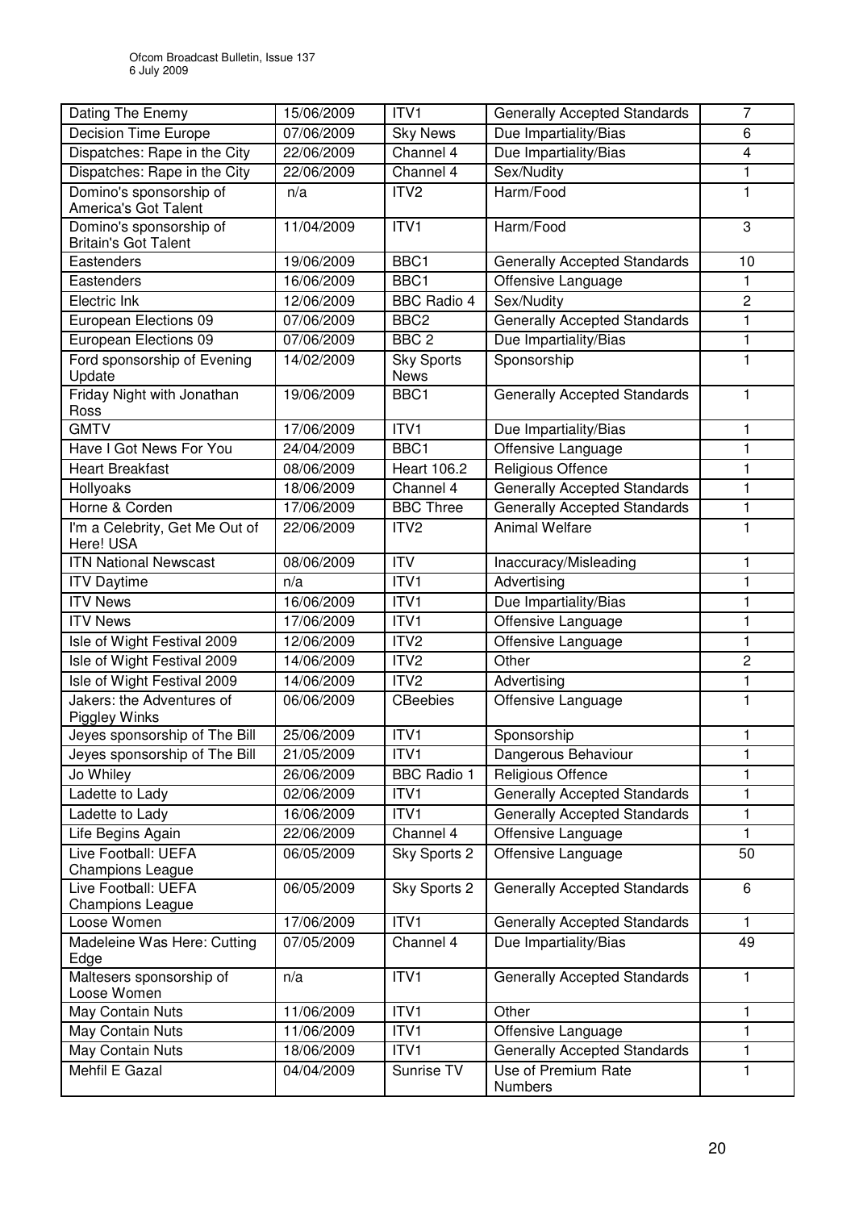| Dating The Enemy | 15/06/2009 | ITV1 | Generally Accepted Standards | 7 |
|---|---|---|---|---|
| Decision Time Europe | 07/06/2009 | Sky News | Due Impartiality/Bias | 6 |
| Dispatches: Rape in the City | 22/06/2009 | Channel 4 | Due Impartiality/Bias | 4 |
| Dispatches: Rape in the City | 22/06/2009 | Channel 4 | Sex/Nudity | 1 |
| Domino's sponsorship of America's Got Talent | n/a | ITV2 | Harm/Food | 1 |
| Domino's sponsorship of Britain's Got Talent | 11/04/2009 | ITV1 | Harm/Food | 3 |
| Eastenders | 19/06/2009 | BBC1 | Generally Accepted Standards | 10 |
| Eastenders | 16/06/2009 | BBC1 | Offensive Language | 1 |
| Electric Ink | 12/06/2009 | BBC Radio 4 | Sex/Nudity | 2 |
| European Elections 09 | 07/06/2009 | BBC2 | Generally Accepted Standards | 1 |
| European Elections 09 | 07/06/2009 | BBC 2 | Due Impartiality/Bias | 1 |
| Ford sponsorship of Evening Update | 14/02/2009 | Sky Sports News | Sponsorship | 1 |
| Friday Night with Jonathan Ross | 19/06/2009 | BBC1 | Generally Accepted Standards | 1 |
| GMTV | 17/06/2009 | ITV1 | Due Impartiality/Bias | 1 |
| Have I Got News For You | 24/04/2009 | BBC1 | Offensive Language | 1 |
| Heart Breakfast | 08/06/2009 | Heart 106.2 | Religious Offence | 1 |
| Hollyoaks | 18/06/2009 | Channel 4 | Generally Accepted Standards | 1 |
| Horne & Corden | 17/06/2009 | BBC Three | Generally Accepted Standards | 1 |
| I'm a Celebrity, Get Me Out of Here! USA | 22/06/2009 | ITV2 | Animal Welfare | 1 |
| ITN National Newscast | 08/06/2009 | ITV | Inaccuracy/Misleading | 1 |
| ITV Daytime | n/a | ITV1 | Advertising | 1 |
| ITV News | 16/06/2009 | ITV1 | Due Impartiality/Bias | 1 |
| ITV News | 17/06/2009 | ITV1 | Offensive Language | 1 |
| Isle of Wight Festival 2009 | 12/06/2009 | ITV2 | Offensive Language | 1 |
| Isle of Wight Festival 2009 | 14/06/2009 | ITV2 | Other | 2 |
| Isle of Wight Festival 2009 | 14/06/2009 | ITV2 | Advertising | 1 |
| Jakers: the Adventures of Piggley Winks | 06/06/2009 | CBeebies | Offensive Language | 1 |
| Jeyes sponsorship of The Bill | 25/06/2009 | ITV1 | Sponsorship | 1 |
| Jeyes sponsorship of The Bill | 21/05/2009 | ITV1 | Dangerous Behaviour | 1 |
| Jo Whiley | 26/06/2009 | BBC Radio 1 | Religious Offence | 1 |
| Ladette to Lady | 02/06/2009 | ITV1 | Generally Accepted Standards | 1 |
| Ladette to Lady | 16/06/2009 | ITV1 | Generally Accepted Standards | 1 |
| Life Begins Again | 22/06/2009 | Channel 4 | Offensive Language | 1 |
| Live Football: UEFA Champions League | 06/05/2009 | Sky Sports 2 | Offensive Language | 50 |
| Live Football: UEFA Champions League | 06/05/2009 | Sky Sports 2 | Generally Accepted Standards | 6 |
| Loose Women | 17/06/2009 | ITV1 | Generally Accepted Standards | 1 |
| Madeleine Was Here: Cutting Edge | 07/05/2009 | Channel 4 | Due Impartiality/Bias | 49 |
| Maltesers sponsorship of Loose Women | n/a | ITV1 | Generally Accepted Standards | 1 |
| May Contain Nuts | 11/06/2009 | ITV1 | Other | 1 |
| May Contain Nuts | 11/06/2009 | ITV1 | Offensive Language | 1 |
| May Contain Nuts | 18/06/2009 | ITV1 | Generally Accepted Standards | 1 |
| Mehfil E Gazal | 04/04/2009 | Sunrise TV | Use of Premium Rate Numbers | 1 |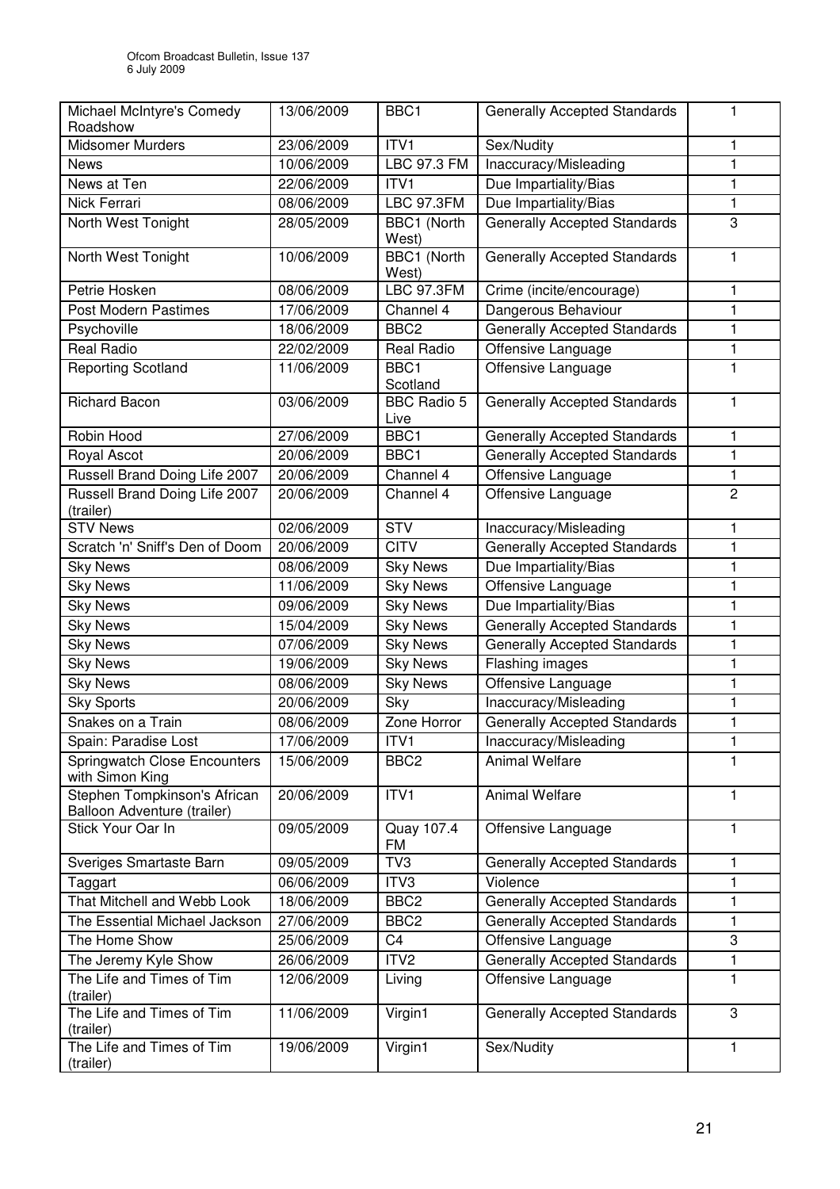| Michael McIntyre's Comedy Roadshow | 13/06/2009 | BBC1 | Generally Accepted Standards | 1 |
|---|---|---|---|---|
| Midsomer Murders | 23/06/2009 | ITV1 | Sex/Nudity | 1 |
| News | 10/06/2009 | LBC 97.3 FM | Inaccuracy/Misleading | 1 |
| News at Ten | 22/06/2009 | ITV1 | Due Impartiality/Bias | 1 |
| Nick Ferrari | 08/06/2009 | LBC 97.3FM | Due Impartiality/Bias | 1 |
| North West Tonight | 28/05/2009 | BBC1 (North West) | Generally Accepted Standards | 3 |
| North West Tonight | 10/06/2009 | BBC1 (North West) | Generally Accepted Standards | 1 |
| Petrie Hosken | 08/06/2009 | LBC 97.3FM | Crime (incite/encourage) | 1 |
| Post Modern Pastimes | 17/06/2009 | Channel 4 | Dangerous Behaviour | 1 |
| Psychoville | 18/06/2009 | BBC2 | Generally Accepted Standards | 1 |
| Real Radio | 22/02/2009 | Real Radio | Offensive Language | 1 |
| Reporting Scotland | 11/06/2009 | BBC1 Scotland | Offensive Language | 1 |
| Richard Bacon | 03/06/2009 | BBC Radio 5 Live | Generally Accepted Standards | 1 |
| Robin Hood | 27/06/2009 | BBC1 | Generally Accepted Standards | 1 |
| Royal Ascot | 20/06/2009 | BBC1 | Generally Accepted Standards | 1 |
| Russell Brand Doing Life 2007 | 20/06/2009 | Channel 4 | Offensive Language | 1 |
| Russell Brand Doing Life 2007 (trailer) | 20/06/2009 | Channel 4 | Offensive Language | 2 |
| STV News | 02/06/2009 | STV | Inaccuracy/Misleading | 1 |
| Scratch 'n' Sniff's Den of Doom | 20/06/2009 | CITV | Generally Accepted Standards | 1 |
| Sky News | 08/06/2009 | Sky News | Due Impartiality/Bias | 1 |
| Sky News | 11/06/2009 | Sky News | Offensive Language | 1 |
| Sky News | 09/06/2009 | Sky News | Due Impartiality/Bias | 1 |
| Sky News | 15/04/2009 | Sky News | Generally Accepted Standards | 1 |
| Sky News | 07/06/2009 | Sky News | Generally Accepted Standards | 1 |
| Sky News | 19/06/2009 | Sky News | Flashing images | 1 |
| Sky News | 08/06/2009 | Sky News | Offensive Language | 1 |
| Sky Sports | 20/06/2009 | Sky | Inaccuracy/Misleading | 1 |
| Snakes on a Train | 08/06/2009 | Zone Horror | Generally Accepted Standards | 1 |
| Spain: Paradise Lost | 17/06/2009 | ITV1 | Inaccuracy/Misleading | 1 |
| Springwatch Close Encounters with Simon King | 15/06/2009 | BBC2 | Animal Welfare | 1 |
| Stephen Tompkinson's African Balloon Adventure (trailer) | 20/06/2009 | ITV1 | Animal Welfare | 1 |
| Stick Your Oar In | 09/05/2009 | Quay 107.4 FM | Offensive Language | 1 |
| Sveriges Smartaste Barn | 09/05/2009 | TV3 | Generally Accepted Standards | 1 |
| Taggart | 06/06/2009 | ITV3 | Violence | 1 |
| That Mitchell and Webb Look | 18/06/2009 | BBC2 | Generally Accepted Standards | 1 |
| The Essential Michael Jackson | 27/06/2009 | BBC2 | Generally Accepted Standards | 1 |
| The Home Show | 25/06/2009 | C4 | Offensive Language | 3 |
| The Jeremy Kyle Show | 26/06/2009 | ITV2 | Generally Accepted Standards | 1 |
| The Life and Times of Tim (trailer) | 12/06/2009 | Living | Offensive Language | 1 |
| The Life and Times of Tim (trailer) | 11/06/2009 | Virgin1 | Generally Accepted Standards | 3 |
| The Life and Times of Tim (trailer) | 19/06/2009 | Virgin1 | Sex/Nudity | 1 |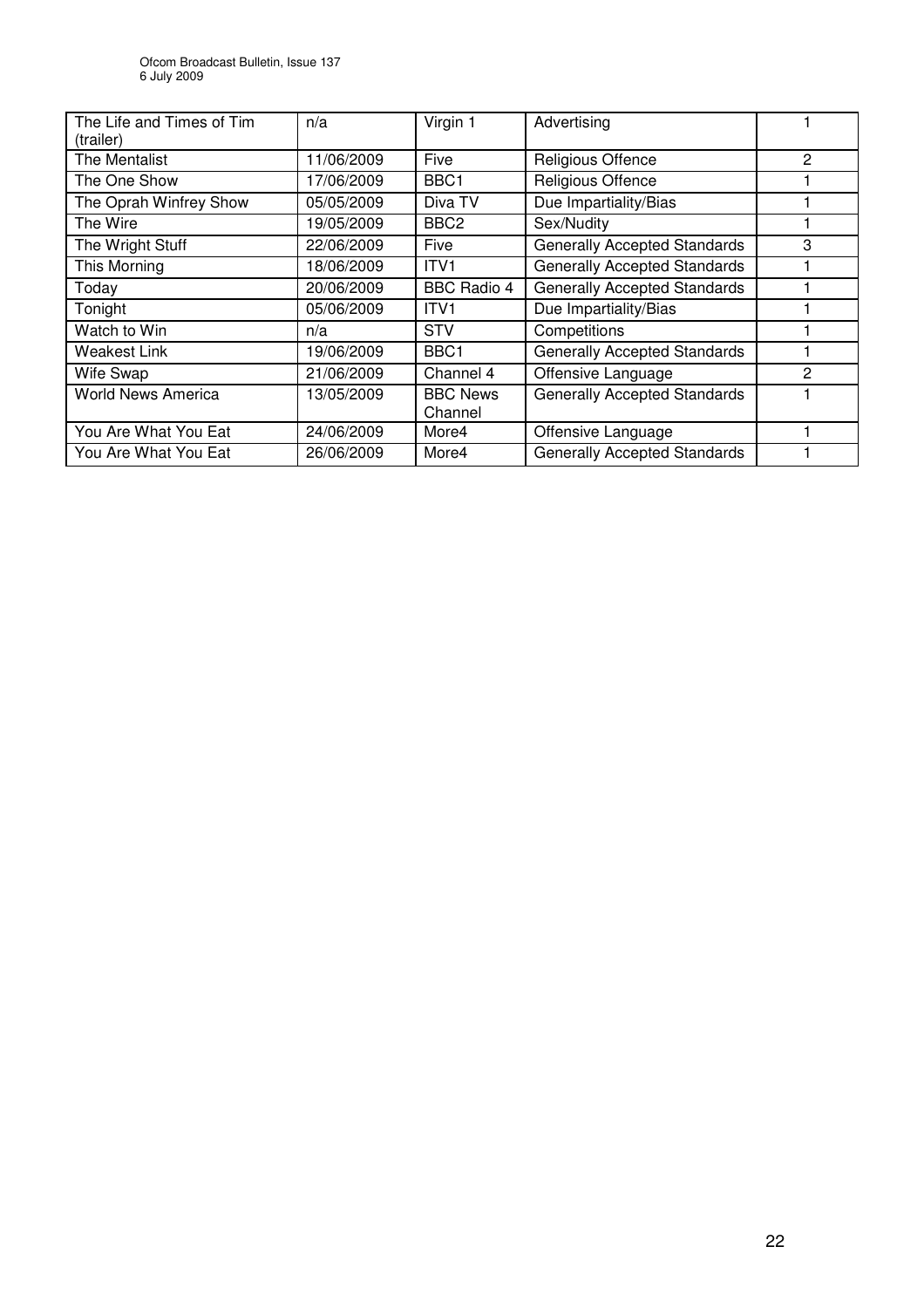| | | | | |
|---|---|---|---|---|
| The Life and Times of Tim (trailer) | n/a | Virgin 1 | Advertising | 1 |
| The Mentalist | 11/06/2009 | Five | Religious Offence | 2 |
| The One Show | 17/06/2009 | BBC1 | Religious Offence | 1 |
| The Oprah Winfrey Show | 05/05/2009 | Diva TV | Due Impartiality/Bias | 1 |
| The Wire | 19/05/2009 | BBC2 | Sex/Nudity | 1 |
| The Wright Stuff | 22/06/2009 | Five | Generally Accepted Standards | 3 |
| This Morning | 18/06/2009 | ITV1 | Generally Accepted Standards | 1 |
| Today | 20/06/2009 | BBC Radio 4 | Generally Accepted Standards | 1 |
| Tonight | 05/06/2009 | ITV1 | Due Impartiality/Bias | 1 |
| Watch to Win | n/a | STV | Competitions | 1 |
| Weakest Link | 19/06/2009 | BBC1 | Generally Accepted Standards | 1 |
| Wife Swap | 21/06/2009 | Channel 4 | Offensive Language | 2 |
| World News America | 13/05/2009 | BBC News Channel | Generally Accepted Standards | 1 |
| You Are What You Eat | 24/06/2009 | More4 | Offensive Language | 1 |
| You Are What You Eat | 26/06/2009 | More4 | Generally Accepted Standards | 1 |